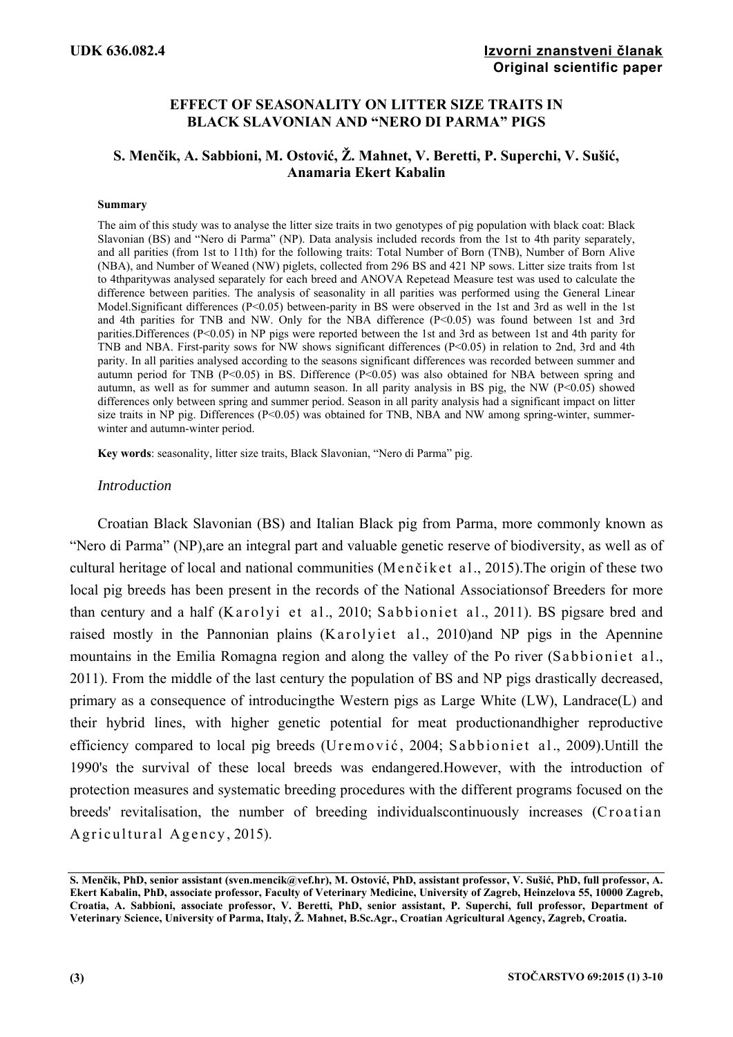UDK 636.082.4

**Izvorni znanstveni članak**
**Original scientific paper**

# EFFECT OF SEASONALITY ON LITTER SIZE TRAITS IN BLACK SLAVONIAN AND "NERO DI PARMA" PIGS

**S. Menčik, A. Sabbioni, M. Ostović, Ž. Mahnet, V. Beretti, P. Superchi, V. Sušić, Anamaria Ekert Kabalin**

### Summary

The aim of this study was to analyse the litter size traits in two genotypes of pig population with black coat: Black Slavonian (BS) and "Nero di Parma" (NP). Data analysis included records from the 1st to 4th parity separately, and all parities (from 1st to 11th) for the following traits: Total Number of Born (TNB), Number of Born Alive (NBA), and Number of Weaned (NW) piglets, collected from 296 BS and 421 NP sows. Litter size traits from 1st to 4thparitywas analysed separately for each breed and ANOVA Repetead Measure test was used to calculate the difference between parities. The analysis of seasonality in all parities was performed using the General Linear Model.Significant differences ($P<0.05$) between-parity in BS were observed in the 1st and 3rd as well in the 1st and 4th parities for TNB and NW. Only for the NBA difference ($P<0.05$) was found between 1st and 3rd parities.Differences ($P<0.05$) in NP pigs were reported between the 1st and 3rd as between 1st and 4th parity for TNB and NBA. First-parity sows for NW shows significant differences ($P<0.05$) in relation to 2nd, 3rd and 4th parity. In all parities analysed according to the seasons significant differences was recorded between summer and autumn period for TNB ($P<0.05$) in BS. Difference ($P<0.05$) was also obtained for NBA between spring and autumn, as well as for summer and autumn season. In all parity analysis in BS pig, the NW ($P<0.05$) showed differences only between spring and summer period. Season in all parity analysis had a significant impact on litter size traits in NP pig. Differences ($P<0.05$) was obtained for TNB, NBA and NW among spring-winter, summer-winter and autumn-winter period.

**Key words**: seasonality, litter size traits, Black Slavonian, "Nero di Parma" pig.

## *Introduction*

Croatian Black Slavonian (BS) and Italian Black pig from Parma, more commonly known as "Nero di Parma" (NP),are an integral part and valuable genetic reserve of biodiversity, as well as of cultural heritage of local and national communities (Menčiket al., 2015).The origin of these two local pig breeds has been present in the records of the National Associationsof Breeders for more than century and a half (Karolyi et al., 2010; Sabbioniet al., 2011). BS pigsare bred and raised mostly in the Pannonian plains (Karolyiet al., 2010)and NP pigs in the Apennine mountains in the Emilia Romagna region and along the valley of the Po river (Sabbioniet al., 2011). From the middle of the last century the population of BS and NP pigs drastically decreased, primary as a consequence of introducingthe Western pigs as Large White (LW), Landrace(L) and their hybrid lines, with higher genetic potential for meat productionandhigher reproductive efficiency compared to local pig breeds (Uremović, 2004; Sabbioniet al., 2009).Untill the 1990's the survival of these local breeds was endangered.However, with the introduction of protection measures and systematic breeding procedures with the different programs focused on the breeds' revitalisation, the number of breeding individualscontinuously increases (Croatian Agricultural Agency, 2015).

---

**S. Menčik, PhD, senior assistant (sven.mencik@vef.hr), M. Ostović, PhD, assistant professor, V. Sušić, PhD, full professor, A. Ekert Kabalin, PhD, associate professor, Faculty of Veterinary Medicine, University of Zagreb, Heinzelova 55, 10000 Zagreb, Croatia, A. Sabbioni, associate professor, V. Beretti, PhD, senior assistant, P. Superchi, full professor, Department of Veterinary Science, University of Parma, Italy, Ž. Mahnet, B.Sc.Agr., Croatian Agricultural Agency, Zagreb, Croatia.**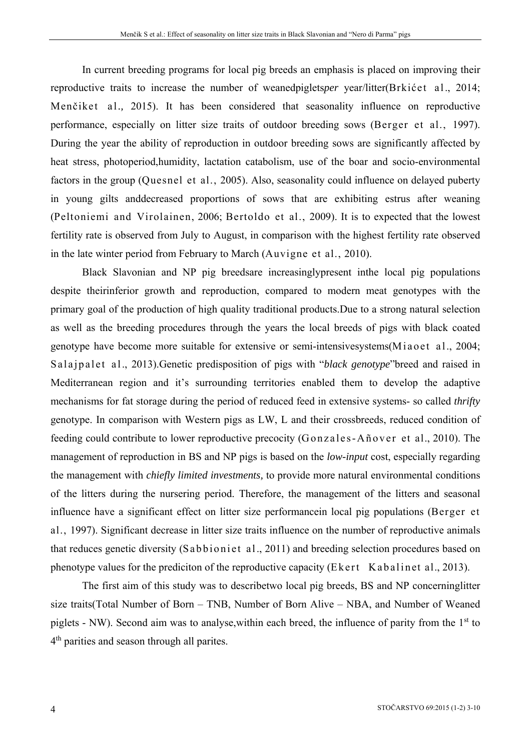In current breeding programs for local pig breeds an emphasis is placed on improving their reproductive traits to increase the number of weanedpiglets*per* year/litter(Brkićet al., 2014; Menčiket al*.,* 2015). It has been considered that seasonality influence on reproductive performance, especially on litter size traits of outdoor breeding sows (Berger et al., 1997). During the year the ability of reproduction in outdoor breeding sows are significantly affected by heat stress, photoperiod,humidity, lactation catabolism, use of the boar and socio-environmental factors in the group (Quesnel et al., 2005). Also, seasonality could influence on delayed puberty in young gilts anddecreased proportions of sows that are exhibiting estrus after weaning (Peltoniemi and Virolainen, 2006; Bertoldo et al., 2009). It is to expected that the lowest fertility rate is observed from July to August, in comparison with the highest fertility rate observed in the late winter period from February to March (Auvigne et al., 2010).

Black Slavonian and NP pig breedsare increasinglypresent inthe local pig populations despite theirinferior growth and reproduction, compared to modern meat genotypes with the primary goal of the production of high quality traditional products.Due to a strong natural selection as well as the breeding procedures through the years the local breeds of pigs with black coated genotype have become more suitable for extensive or semi-intensivesystems(Miaoet al., 2004; Salajpalet al., 2013).Genetic predisposition of pigs with "*black genotype*"breed and raised in Mediterranean region and it's surrounding territories enabled them to develop the adaptive mechanisms for fat storage during the period of reduced feed in extensive systems- so called *thrifty* genotype. In comparison with Western pigs as LW, L and their crossbreeds, reduced condition of feeding could contribute to lower reproductive precocity (Gonzales-Añover et al., 2010). The management of reproduction in BS and NP pigs is based on the *low-input* cost, especially regarding the management with *chiefly limited investments,* to provide more natural environmental conditions of the litters during the nursering period. Therefore, the management of the litters and seasonal influence have a significant effect on litter size performancein local pig populations (Berger et al., 1997). Significant decrease in litter size traits influence on the number of reproductive animals that reduces genetic diversity (Sabbioniet al., 2011) and breeding selection procedures based on phenotype values for the prediciton of the reproductive capacity (Ekert Kabalinet al., 2013).

The first aim of this study was to describetwo local pig breeds, BS and NP concerninglitter size traits(Total Number of Born – TNB, Number of Born Alive – NBA, and Number of Weaned piglets - NW). Second aim was to analyse,within each breed, the influence of parity from the 1st to 4th parities and season through all parites.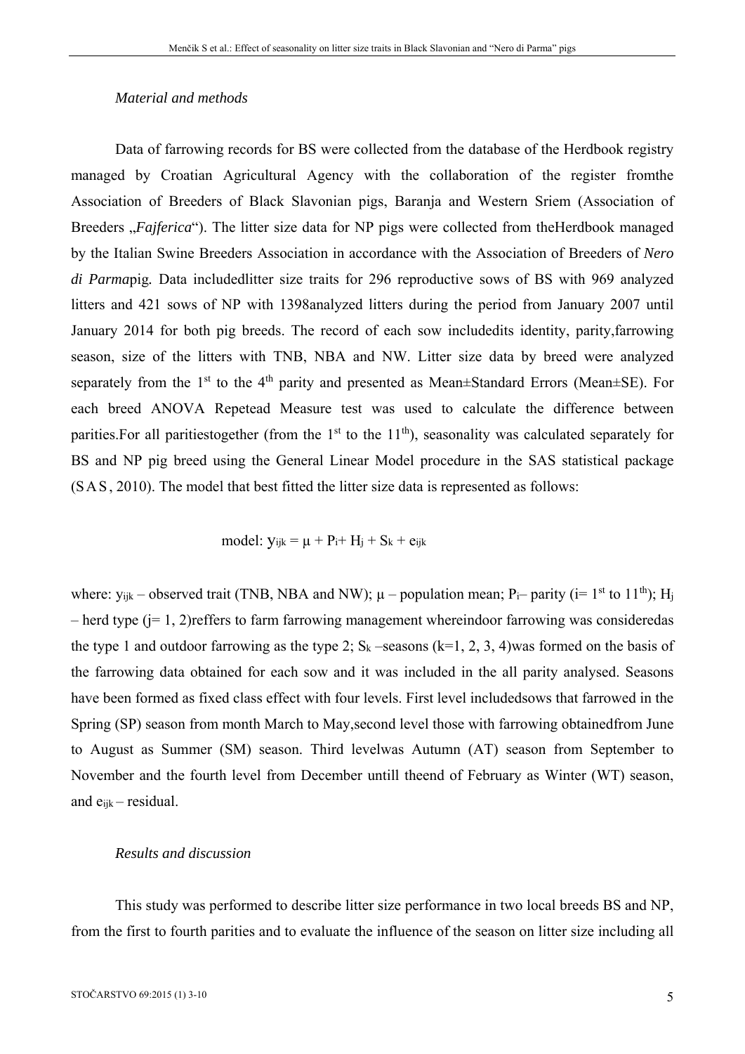*Material and methods*

Data of farrowing records for BS were collected from the database of the Herdbook registry managed by Croatian Agricultural Agency with the collaboration of the register fromthe Association of Breeders of Black Slavonian pigs, Baranja and Western Sriem (Association of Breeders „*Fajferica*“). The litter size data for NP pigs were collected from theHerdbook managed by the Italian Swine Breeders Association in accordance with the Association of Breeders of *Nero di Parma*pig. Data includedlitter size traits for 296 reproductive sows of BS with 969 analyzed litters and 421 sows of NP with 1398analyzed litters during the period from January 2007 until January 2014 for both pig breeds. The record of each sow includedits identity, parity,farrowing season, size of the litters with TNB, NBA and NW. Litter size data by breed were analyzed separately from the 1st to the 4th parity and presented as Mean±Standard Errors (Mean±SE). For each breed ANOVA Repetead Measure test was used to calculate the difference between parities.For all paritiestogether (from the 1st to the 11th), seasonality was calculated separately for BS and NP pig breed using the General Linear Model procedure in the SAS statistical package (SAS, 2010). The model that best fitted the litter size data is represented as follows:

$$\text{model: } y_{ijk} = \mu + P_i + H_j + S_k + e_{ijk}$$

where: $y_{ijk}$ – observed trait (TNB, NBA and NW); $\mu$ – population mean; $P_i$– parity (i= 1st to 11th); $H_j$ – herd type (j= 1, 2)reffers to farm farrowing management whereindoor farrowing was consideredas the type 1 and outdoor farrowing as the type 2; $S_k$ –seasons (k=1, 2, 3, 4)was formed on the basis of the farrowing data obtained for each sow and it was included in the all parity analysed. Seasons have been formed as fixed class effect with four levels. First level includedsows that farrowed in the Spring (SP) season from month March to May,second level those with farrowing obtainedfrom June to August as Summer (SM) season. Third levelwas Autumn (AT) season from September to November and the fourth level from December untill theend of February as Winter (WT) season, and $e_{ijk}$ – residual.

*Results and discussion*

This study was performed to describe litter size performance in two local breeds BS and NP, from the first to fourth parities and to evaluate the influence of the season on litter size including all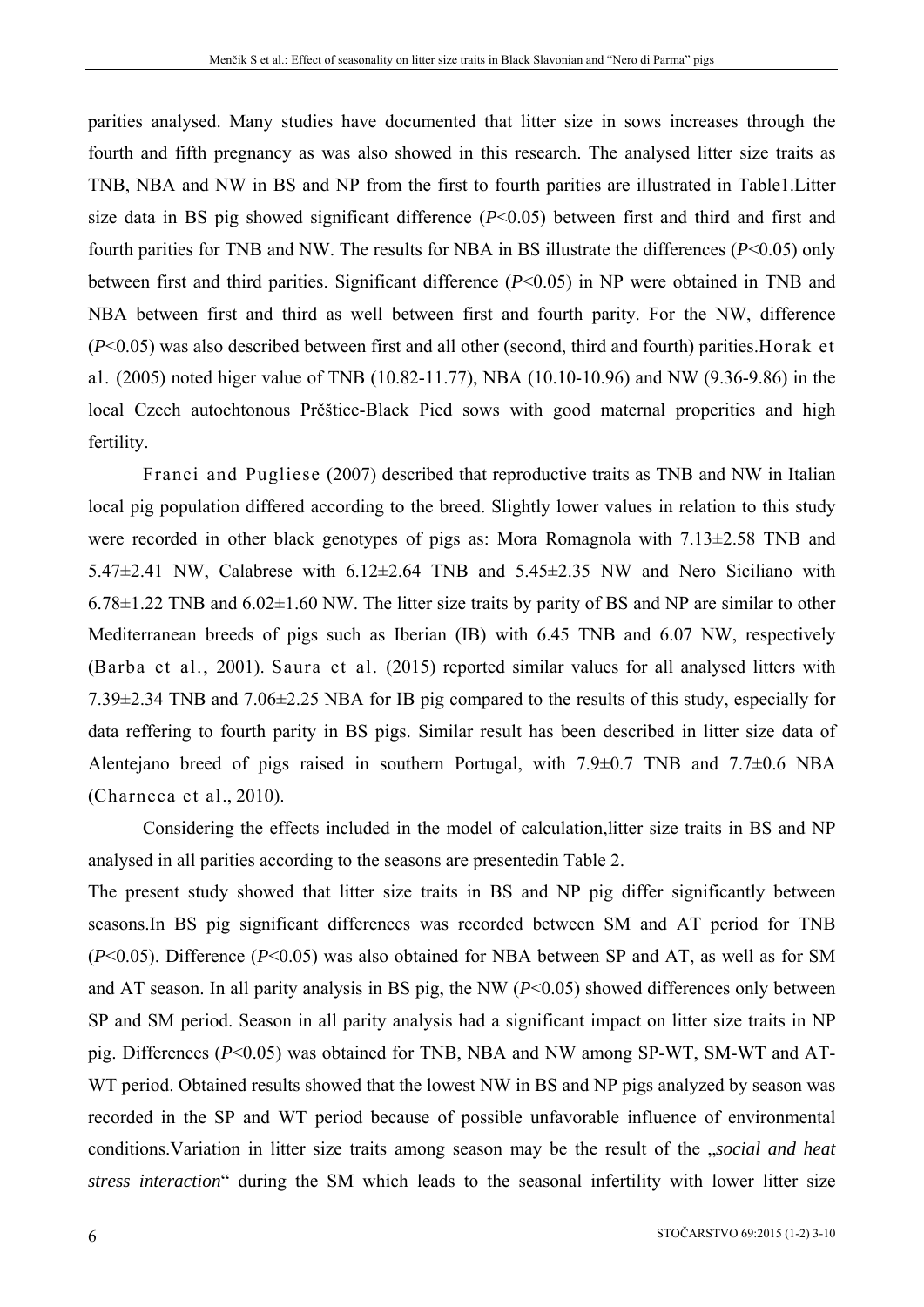parities analysed. Many studies have documented that litter size in sows increases through the fourth and fifth pregnancy as was also showed in this research. The analysed litter size traits as TNB, NBA and NW in BS and NP from the first to fourth parities are illustrated in Table1.Litter size data in BS pig showed significant difference ($P<0.05$) between first and third and first and fourth parities for TNB and NW. The results for NBA in BS illustrate the differences ($P<0.05$) only between first and third parities. Significant difference ($P<0.05$) in NP were obtained in TNB and NBA between first and third as well between first and fourth parity. For the NW, difference ($P<0.05$) was also described between first and all other (second, third and fourth) parities.Horak et al. (2005) noted higer value of TNB (10.82-11.77), NBA (10.10-10.96) and NW (9.36-9.86) in the local Czech autochtonous Přeštice-Black Pied sows with good maternal properities and high fertility.

Franci and Pugliese (2007) described that reproductive traits as TNB and NW in Italian local pig population differed according to the breed. Slightly lower values in relation to this study were recorded in other black genotypes of pigs as: Mora Romagnola with 7.13±2.58 TNB and 5.47±2.41 NW, Calabrese with 6.12±2.64 TNB and 5.45±2.35 NW and Nero Siciliano with 6.78±1.22 TNB and 6.02±1.60 NW. The litter size traits by parity of BS and NP are similar to other Mediterranean breeds of pigs such as Iberian (IB) with 6.45 TNB and 6.07 NW, respectively (Barba et al., 2001). Saura et al. (2015) reported similar values for all analysed litters with 7.39±2.34 TNB and 7.06±2.25 NBA for IB pig compared to the results of this study, especially for data reffering to fourth parity in BS pigs. Similar result has been described in litter size data of Alentejano breed of pigs raised in southern Portugal, with 7.9±0.7 TNB and 7.7±0.6 NBA (Charneca et al., 2010).

Considering the effects included in the model of calculation,litter size traits in BS and NP analysed in all parities according to the seasons are presentedin Table 2.

The present study showed that litter size traits in BS and NP pig differ significantly between seasons.In BS pig significant differences was recorded between SM and AT period for TNB ($P<0.05$). Difference ($P<0.05$) was also obtained for NBA between SP and AT, as well as for SM and AT season. In all parity analysis in BS pig, the NW ($P<0.05$) showed differences only between SP and SM period. Season in all parity analysis had a significant impact on litter size traits in NP pig. Differences ($P<0.05$) was obtained for TNB, NBA and NW among SP-WT, SM-WT and AT-WT period. Obtained results showed that the lowest NW in BS and NP pigs analyzed by season was recorded in the SP and WT period because of possible unfavorable influence of environmental conditions.Variation in litter size traits among season may be the result of the „*social and heat stress interaction*“ during the SM which leads to the seasonal infertility with lower litter size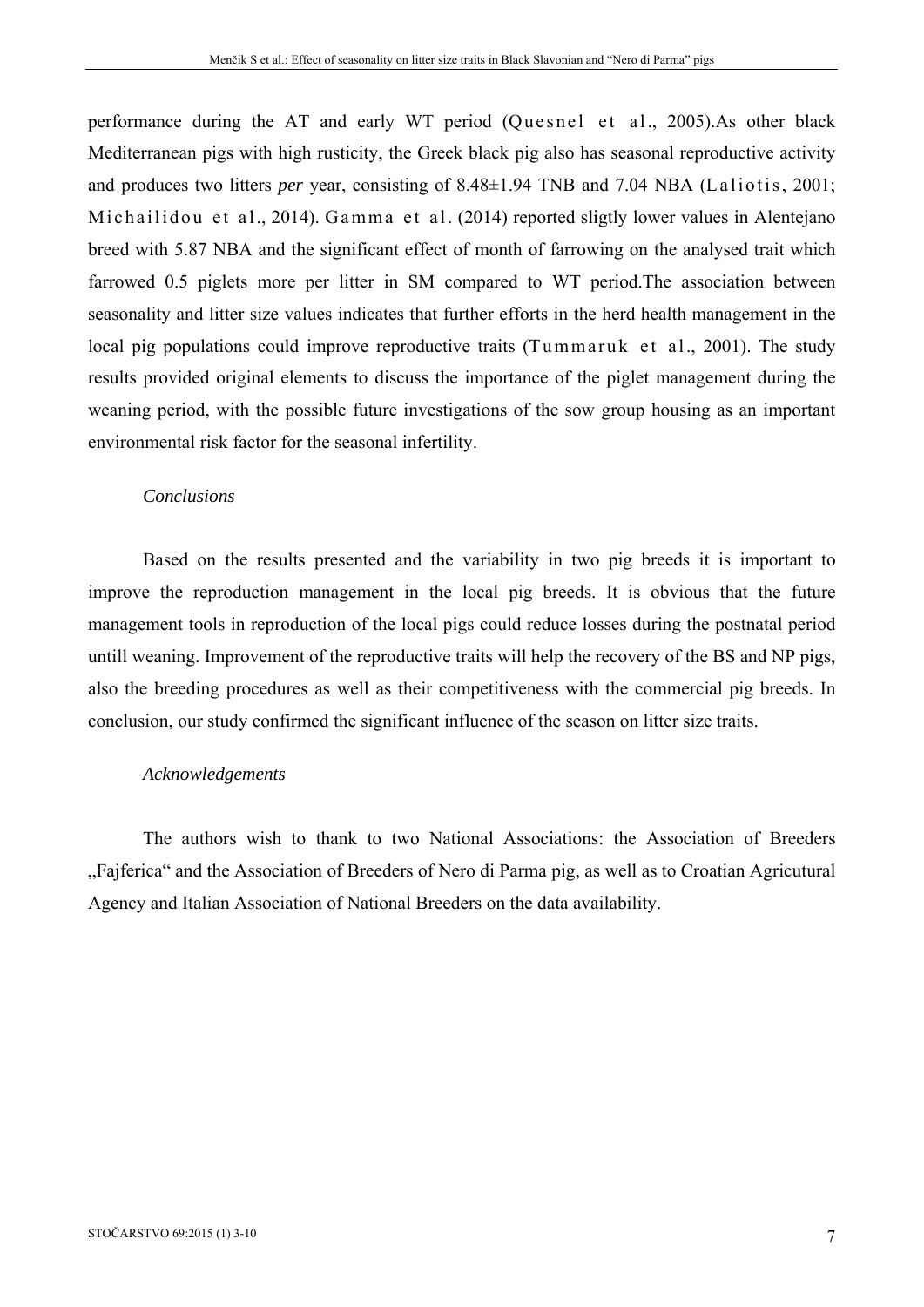performance during the AT and early WT period (Quesnel et al., 2005).As other black Mediterranean pigs with high rusticity, the Greek black pig also has seasonal reproductive activity and produces two litters *per* year, consisting of 8.48±1.94 TNB and 7.04 NBA (Laliotis, 2001; Michailidou et al., 2014). Gamma et al. (2014) reported sligtly lower values in Alentejano breed with 5.87 NBA and the significant effect of month of farrowing on the analysed trait which farrowed 0.5 piglets more per litter in SM compared to WT period.The association between seasonality and litter size values indicates that further efforts in the herd health management in the local pig populations could improve reproductive traits (Tummaruk et al., 2001). The study results provided original elements to discuss the importance of the piglet management during the weaning period, with the possible future investigations of the sow group housing as an important environmental risk factor for the seasonal infertility.

### *Conclusions*

Based on the results presented and the variability in two pig breeds it is important to improve the reproduction management in the local pig breeds. It is obvious that the future management tools in reproduction of the local pigs could reduce losses during the postnatal period untill weaning. Improvement of the reproductive traits will help the recovery of the BS and NP pigs, also the breeding procedures as well as their competitiveness with the commercial pig breeds. In conclusion, our study confirmed the significant influence of the season on litter size traits.

### *Acknowledgements*

The authors wish to thank to two National Associations: the Association of Breeders „Fajferica" and the Association of Breeders of Nero di Parma pig, as well as to Croatian Agricutural Agency and Italian Association of National Breeders on the data availability.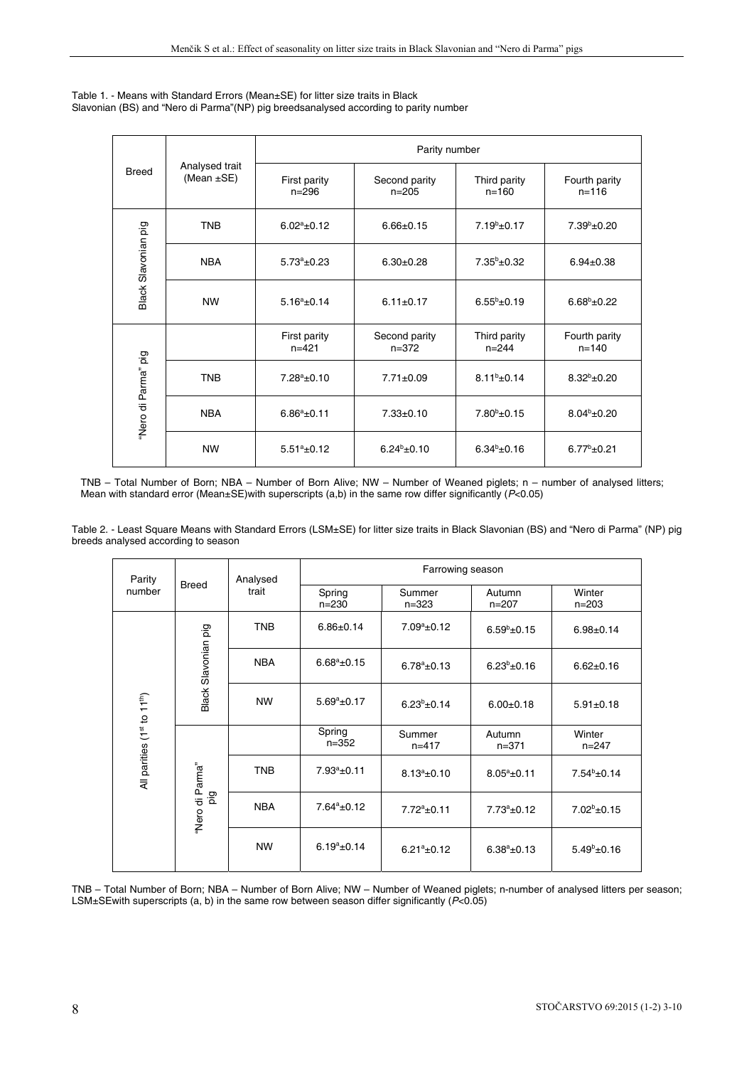Table 1. - Means with Standard Errors (Mean±SE) for litter size traits in Black Slavonian (BS) and "Nero di Parma"(NP) pig breedsanalysed according to parity number

| Breed | Analysed trait (Mean ±SE) | Parity number | | | |
|---|---|---|---|---|---|
| | | First parity n=296 | Second parity n=205 | Third parity n=160 | Fourth parity n=116 |
| Black Slavonian pig | TNB | $6.02^{a}$±0.12 | 6.66±0.15 | $7.19^{b}$±0.17 | $7.39^{b}$±0.20 |
| | NBA | $5.73^{a}$±0.23 | 6.30±0.28 | $7.35^{b}$±0.32 | 6.94±0.38 |
| | NW | $5.16^{a}$±0.14 | 6.11±0.17 | $6.55^{b}$±0.19 | $6.68^{b}$±0.22 |
| "Nero di Parma" pig | | First parity n=421 | Second parity n=372 | Third parity n=244 | Fourth parity n=140 |
| | TNB | $7.28^{a}$±0.10 | 7.71±0.09 | $8.11^{b}$±0.14 | $8.32^{b}$±0.20 |
| | NBA | $6.86^{a}$±0.11 | 7.33±0.10 | $7.80^{b}$±0.15 | $8.04^{b}$±0.20 |
| | NW | $5.51^{a}$±0.12 | $6.24^{b}$±0.10 | $6.34^{b}$±0.16 | $6.77^{b}$±0.21 |

TNB – Total Number of Born; NBA – Number of Born Alive; NW – Number of Weaned piglets; n – number of analysed litters; Mean with standard error (Mean±SE)with superscripts (a,b) in the same row differ significantly (*P*<0.05)

Table 2. - Least Square Means with Standard Errors (LSM±SE) for litter size traits in Black Slavonian (BS) and "Nero di Parma" (NP) pig breeds analysed according to season

| Parity number | Breed | Analysed trait | Farrowing season | | | |
|---|---|---|---|---|---|---|
| | | | Spring n=230 | Summer n=323 | Autumn n=207 | Winter n=203 |
| All parities (1st to 11th) | Black Slavonian pig | TNB | 6.86±0.14 | $7.09^{a}$±0.12 | $6.59^{b}$±0.15 | 6.98±0.14 |
| | | NBA | $6.68^{a}$±0.15 | $6.78^{a}$±0.13 | $6.23^{b}$±0.16 | 6.62±0.16 |
| | | NW | $5.69^{a}$±0.17 | $6.23^{b}$±0.14 | 6.00±0.18 | 5.91±0.18 |
| | "Nero di Parma" pig | | Spring n=352 | Summer n=417 | Autumn n=371 | Winter n=247 |
| | | TNB | $7.93^{a}$±0.11 | $8.13^{a}$±0.10 | $8.05^{a}$±0.11 | $7.54^{b}$±0.14 |
| | | NBA | $7.64^{a}$±0.12 | $7.72^{a}$±0.11 | $7.73^{a}$±0.12 | $7.02^{b}$±0.15 |
| | | NW | $6.19^{a}$±0.14 | $6.21^{a}$±0.12 | $6.38^{a}$±0.13 | $5.49^{b}$±0.16 |

TNB – Total Number of Born; NBA – Number of Born Alive; NW – Number of Weaned piglets; n-number of analysed litters per season; LSM±SEwith superscripts (a, b) in the same row between season differ significantly (*P*<0.05)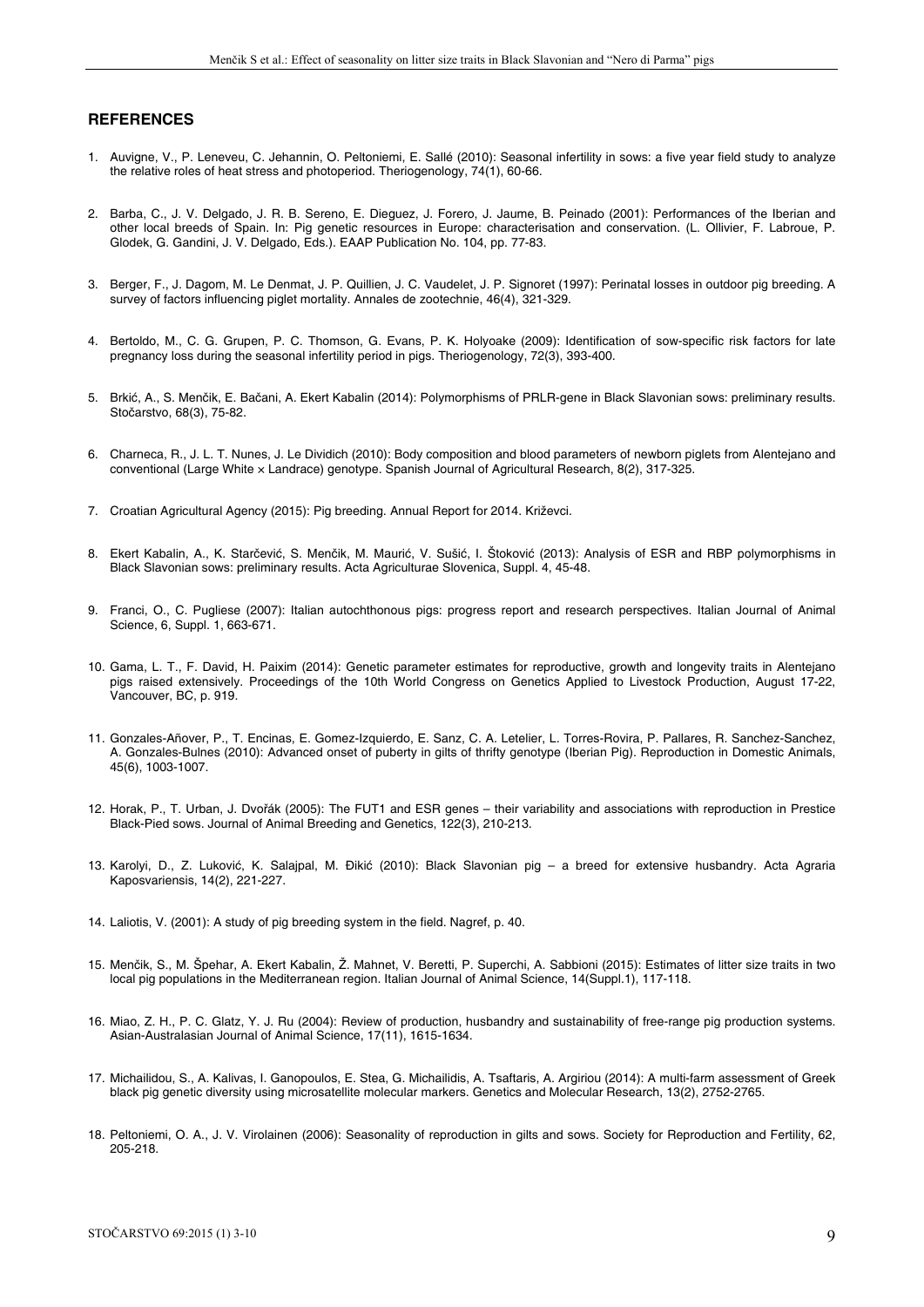## REFERENCES

1. Auvigne, V., P. Leneveu, C. Jehannin, O. Peltoniemi, E. Sallé (2010): Seasonal infertility in sows: a five year field study to analyze the relative roles of heat stress and photoperiod. Theriogenology, 74(1), 60-66.

2. Barba, C., J. V. Delgado, J. R. B. Sereno, E. Dieguez, J. Forero, J. Jaume, B. Peinado (2001): Performances of the Iberian and other local breeds of Spain. In: Pig genetic resources in Europe: characterisation and conservation. (L. Ollivier, F. Labroue, P. Glodek, G. Gandini, J. V. Delgado, Eds.). EAAP Publication No. 104, pp. 77-83.

3. Berger, F., J. Dagom, M. Le Denmat, J. P. Quillien, J. C. Vaudelet, J. P. Signoret (1997): Perinatal losses in outdoor pig breeding. A survey of factors influencing piglet mortality. Annales de zootechnie, 46(4), 321-329.

4. Bertoldo, M., C. G. Grupen, P. C. Thomson, G. Evans, P. K. Holyoake (2009): Identification of sow-specific risk factors for late pregnancy loss during the seasonal infertility period in pigs. Theriogenology, 72(3), 393-400.

5. Brkić, A., S. Menčik, E. Bačani, A. Ekert Kabalin (2014): Polymorphisms of PRLR-gene in Black Slavonian sows: preliminary results. Stočarstvo, 68(3), 75-82.

6. Charneca, R., J. L. T. Nunes, J. Le Dividich (2010): Body composition and blood parameters of newborn piglets from Alentejano and conventional (Large White × Landrace) genotype. Spanish Journal of Agricultural Research, 8(2), 317-325.

7. Croatian Agricultural Agency (2015): Pig breeding. Annual Report for 2014. Križevci.

8. Ekert Kabalin, A., K. Starčević, S. Menčik, M. Maurić, V. Sušić, I. Štoković (2013): Analysis of ESR and RBP polymorphisms in Black Slavonian sows: preliminary results. Acta Agriculturae Slovenica, Suppl. 4, 45-48.

9. Franci, O., C. Pugliese (2007): Italian autochthonous pigs: progress report and research perspectives. Italian Journal of Animal Science, 6, Suppl. 1, 663-671.

10. Gama, L. T., F. David, H. Paixim (2014): Genetic parameter estimates for reproductive, growth and longevity traits in Alentejano pigs raised extensively. Proceedings of the 10th World Congress on Genetics Applied to Livestock Production, August 17-22, Vancouver, BC, p. 919.

11. Gonzales-Añover, P., T. Encinas, E. Gomez-Izquierdo, E. Sanz, C. A. Letelier, L. Torres-Rovira, P. Pallares, R. Sanchez-Sanchez, A. Gonzales-Bulnes (2010): Advanced onset of puberty in gilts of thrifty genotype (Iberian Pig). Reproduction in Domestic Animals, 45(6), 1003-1007.

12. Horak, P., T. Urban, J. Dvořák (2005): The FUT1 and ESR genes – their variability and associations with reproduction in Prestice Black-Pied sows. Journal of Animal Breeding and Genetics, 122(3), 210-213.

13. Karolyi, D., Z. Luković, K. Salajpal, M. Đikić (2010): Black Slavonian pig – a breed for extensive husbandry. Acta Agraria Kaposvariensis, 14(2), 221-227.

14. Laliotis, V. (2001): A study of pig breeding system in the field. Nagref, p. 40.

15. Menčik, S., M. Špehar, A. Ekert Kabalin, Ž. Mahnet, V. Beretti, P. Superchi, A. Sabbioni (2015): Estimates of litter size traits in two local pig populations in the Mediterranean region. Italian Journal of Animal Science, 14(Suppl.1), 117-118.

16. Miao, Z. H., P. C. Glatz, Y. J. Ru (2004): Review of production, husbandry and sustainability of free-range pig production systems. Asian-Australasian Journal of Animal Science, 17(11), 1615-1634.

17. Michailidou, S., A. Kalivas, I. Ganopoulos, E. Stea, G. Michailidis, A. Tsaftaris, A. Argiriou (2014): A multi-farm assessment of Greek black pig genetic diversity using microsatellite molecular markers. Genetics and Molecular Research, 13(2), 2752-2765.

18. Peltoniemi, O. A., J. V. Virolainen (2006): Seasonality of reproduction in gilts and sows. Society for Reproduction and Fertility, 62, 205-218.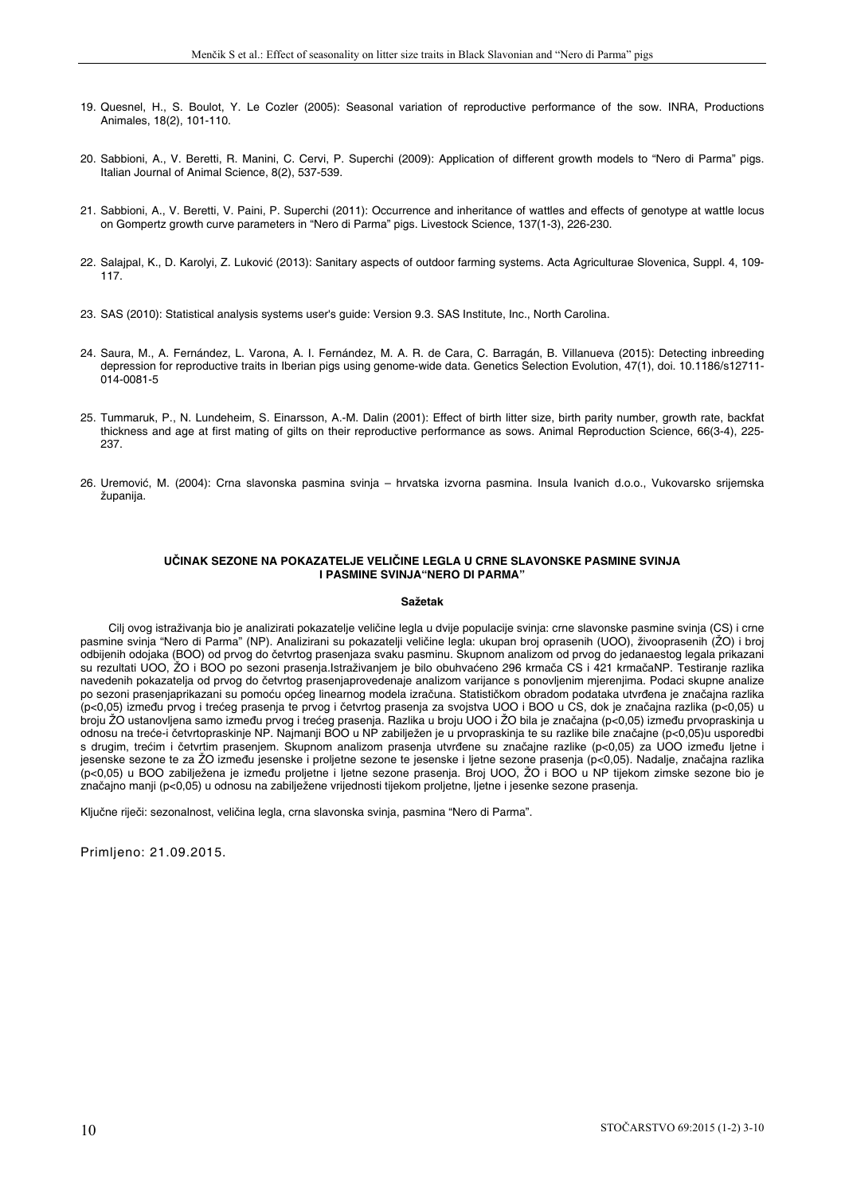19. Quesnel, H., S. Boulot, Y. Le Cozler (2005): Seasonal variation of reproductive performance of the sow. INRA, Productions Animales, 18(2), 101-110.

20. Sabbioni, A., V. Beretti, R. Manini, C. Cervi, P. Superchi (2009): Application of different growth models to "Nero di Parma" pigs. Italian Journal of Animal Science, 8(2), 537-539.

21. Sabbioni, A., V. Beretti, V. Paini, P. Superchi (2011): Occurrence and inheritance of wattles and effects of genotype at wattle locus on Gompertz growth curve parameters in "Nero di Parma" pigs. Livestock Science, 137(1-3), 226-230.

22. Salajpal, K., D. Karolyi, Z. Luković (2013): Sanitary aspects of outdoor farming systems. Acta Agriculturae Slovenica, Suppl. 4, 109-117.

23. SAS (2010): Statistical analysis systems user's guide: Version 9.3. SAS Institute, Inc., North Carolina.

24. Saura, M., A. Fernández, L. Varona, A. I. Fernández, M. A. R. de Cara, C. Barragán, B. Villanueva (2015): Detecting inbreeding depression for reproductive traits in Iberian pigs using genome-wide data. Genetics Selection Evolution, 47(1), doi. 10.1186/s12711-014-0081-5

25. Tummaruk, P., N. Lundeheim, S. Einarsson, A.-M. Dalin (2001): Effect of birth litter size, birth parity number, growth rate, backfat thickness and age at first mating of gilts on their reproductive performance as sows. Animal Reproduction Science, 66(3-4), 225-237.

26. Uremović, M. (2004): Crna slavonska pasmina svinja – hrvatska izvorna pasmina. Insula Ivanich d.o.o., Vukovarsko srijemska županija.

## UČINAK SEZONE NA POKAZATELJE VELIČINE LEGLA U CRNE SLAVONSKE PASMINE SVINJA I PASMINE SVINJA"NERO DI PARMA"

### Sažetak

Cilj ovog istraživanja bio je analizirati pokazatelje veličine legla u dvije populacije svinja: crne slavonske pasmine svinja (CS) i crne pasmine svinja "Nero di Parma" (NP). Analizirani su pokazatelji veličine legla: ukupan broj oprasenih (UOO), živooprasenih (ŽO) i broj odbijenih odojaka (BOO) od prvog do četvrtog prasenjaza svaku pasminu. Skupnom analizom od prvog do jedanaestog legala prikazani su rezultati UOO, ŽO i BOO po sezoni prasenja.Istraživanjem je bilo obuhvaćeno 296 krmača CS i 421 krmačaNP. Testiranje razlika navedenih pokazatelja od prvog do četvrtog prasenjaprovedenaje analizom varijance s ponovljenim mjerenjima. Podaci skupne analize po sezoni prasenjaprikazani su pomoću općeg linearnog modela izračuna. Statističkom obradom podataka utvrđena je značajna razlika ($p<0,05$) između prvog i trećeg prasenja te prvog i četvrtog prasenja za svojstva UOO i BOO u CS, dok je značajna razlika ($p<0,05$) u broju ŽO ustanovljena samo između prvog i trećeg prasenja. Razlika u broju UOO i ŽO bila je značajna ($p<0,05$) između prvopraskinja u odnosu na treće-i četvrtopraskinje NP. Najmanji BOO u NP zabilježen je u prvopraskinja te su razlike bile značajne ($p<0,05$)u usporedbi s drugim, trećim i četvrtim prasenjem. Skupnom analizom prasenja utvrđene su značajne razlike ($p<0,05$) za UOO između ljetne i jesenske sezone te za ŽO između jesenske i proljetne sezone te jesenske i ljetne sezone prasenja ($p<0,05$). Nadalje, značajna razlika ($p<0,05$) u BOO zabilježena je između proljetne i ljetne sezone prasenja. Broj UOO, ŽO i BOO u NP tijekom zimske sezone bio je značajno manji ($p<0,05$) u odnosu na zabilježene vrijednosti tijekom proljetne, ljetne i jesenke sezone prasenja.

Ključne riječi: sezonalnost, veličina legla, crna slavonska svinja, pasmina "Nero di Parma".

Primljeno: 21.09.2015.